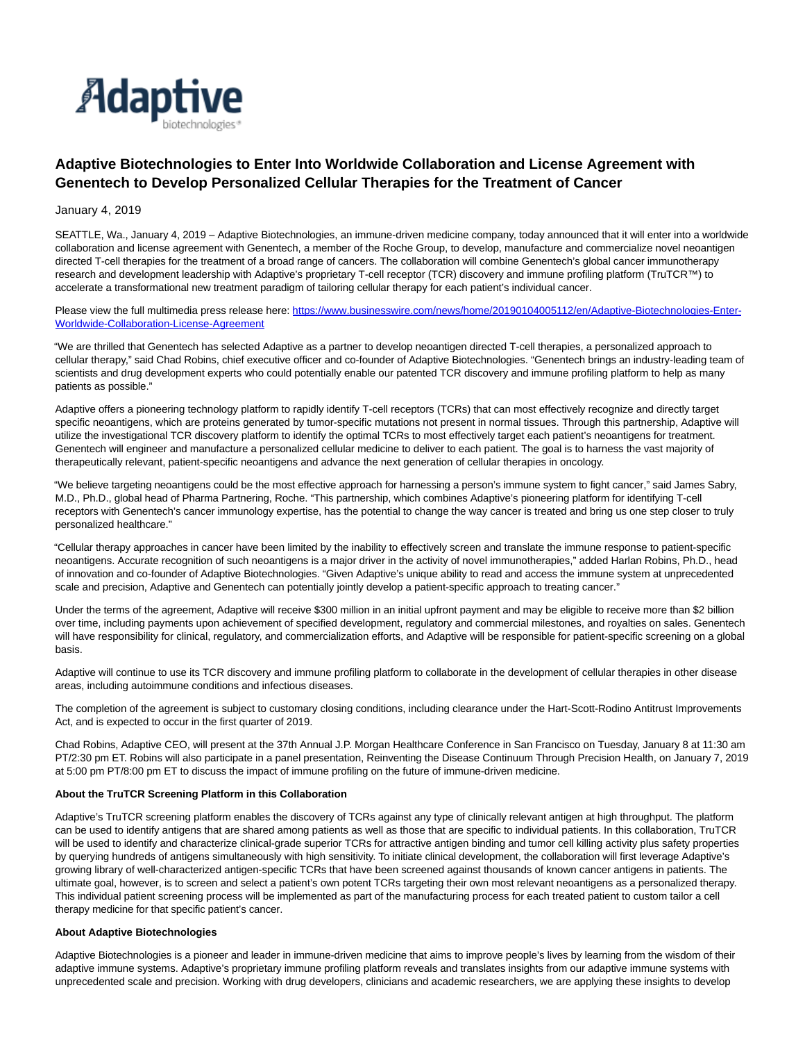# Adaptive Biotechnologies to Enter Into Worldwide Collaboration and License Agreement with Genentech to Develop Personalized Cellular Therapies for the Treatment of Cancer

January 4, 2019

SEATTLE, Wa., January 4, 2019 – Adaptive Biotechnologies, an immune-driven medicine company, today announced that it will enter into a worldwide collaboration and license agreement with Genentech, a member of the Roche Group, to develop, manufacture and commercialize novel neoantigen directed T-cell therapies for the treatment of a broad range of cancers. The collaboration will combine Genentech's global cancer immunotherapy research and development leadership with Adaptive's proprietary T-cell receptor (TCR) discovery and immune profiling platform (TruTCR™) to accelerate a transformational new treatment paradigm of tailoring cellular therapy for each patient's individual cancer.

Please view the full multimedia press release here: [https://www.businesswire.com/news/home/20190104005112/en/Adaptive-Biotechnologies-Enter-Worldwide-Collaboration-License-Agreement](https://www.businesswire.com/news/home/20190104005112/en/Adaptive-Biotechnologies-Enter-Worldwide-Collaboration-License-Agreement)

"We are thrilled that Genentech has selected Adaptive as a partner to develop neoantigen directed T-cell therapies, a personalized approach to cellular therapy," said Chad Robins, chief executive officer and co-founder of Adaptive Biotechnologies. "Genentech brings an industry-leading team of scientists and drug development experts who could potentially enable our patented TCR discovery and immune profiling platform to help as many patients as possible."

Adaptive offers a pioneering technology platform to rapidly identify T-cell receptors (TCRs) that can most effectively recognize and directly target specific neoantigens, which are proteins generated by tumor-specific mutations not present in normal tissues. Through this partnership, Adaptive will utilize the investigational TCR discovery platform to identify the optimal TCRs to most effectively target each patient's neoantigens for treatment. Genentech will engineer and manufacture a personalized cellular medicine to deliver to each patient. The goal is to harness the vast majority of therapeutically relevant, patient-specific neoantigens and advance the next generation of cellular therapies in oncology.

"We believe targeting neoantigens could be the most effective approach for harnessing a person's immune system to fight cancer," said James Sabry, M.D., Ph.D., global head of Pharma Partnering, Roche. "This partnership, which combines Adaptive's pioneering platform for identifying T-cell receptors with Genentech's cancer immunology expertise, has the potential to change the way cancer is treated and bring us one step closer to truly personalized healthcare."

"Cellular therapy approaches in cancer have been limited by the inability to effectively screen and translate the immune response to patient-specific neoantigens. Accurate recognition of such neoantigens is a major driver in the activity of novel immunotherapies," added Harlan Robins, Ph.D., head of innovation and co-founder of Adaptive Biotechnologies. "Given Adaptive's unique ability to read and access the immune system at unprecedented scale and precision, Adaptive and Genentech can potentially jointly develop a patient-specific approach to treating cancer."

Under the terms of the agreement, Adaptive will receive $300 million in an initial upfront payment and may be eligible to receive more than $2 billion over time, including payments upon achievement of specified development, regulatory and commercial milestones, and royalties on sales. Genentech will have responsibility for clinical, regulatory, and commercialization efforts, and Adaptive will be responsible for patient-specific screening on a global basis.

Adaptive will continue to use its TCR discovery and immune profiling platform to collaborate in the development of cellular therapies in other disease areas, including autoimmune conditions and infectious diseases.

The completion of the agreement is subject to customary closing conditions, including clearance under the Hart-Scott-Rodino Antitrust Improvements Act, and is expected to occur in the first quarter of 2019.

Chad Robins, Adaptive CEO, will present at the 37th Annual J.P. Morgan Healthcare Conference in San Francisco on Tuesday, January 8 at 11:30 am PT/2:30 pm ET. Robins will also participate in a panel presentation, Reinventing the Disease Continuum Through Precision Health, on January 7, 2019 at 5:00 pm PT/8:00 pm ET to discuss the impact of immune profiling on the future of immune-driven medicine.

**About the TruTCR Screening Platform in this Collaboration**

Adaptive's TruTCR screening platform enables the discovery of TCRs against any type of clinically relevant antigen at high throughput. The platform can be used to identify antigens that are shared among patients as well as those that are specific to individual patients. In this collaboration, TruTCR will be used to identify and characterize clinical-grade superior TCRs for attractive antigen binding and tumor cell killing activity plus safety properties by querying hundreds of antigens simultaneously with high sensitivity. To initiate clinical development, the collaboration will first leverage Adaptive's growing library of well-characterized antigen-specific TCRs that have been screened against thousands of known cancer antigens in patients. The ultimate goal, however, is to screen and select a patient's own potent TCRs targeting their own most relevant neoantigens as a personalized therapy. This individual patient screening process will be implemented as part of the manufacturing process for each treated patient to custom tailor a cell therapy medicine for that specific patient's cancer.

**About Adaptive Biotechnologies**

Adaptive Biotechnologies is a pioneer and leader in immune-driven medicine that aims to improve people's lives by learning from the wisdom of their adaptive immune systems. Adaptive's proprietary immune profiling platform reveals and translates insights from our adaptive immune systems with unprecedented scale and precision. Working with drug developers, clinicians and academic researchers, we are applying these insights to develop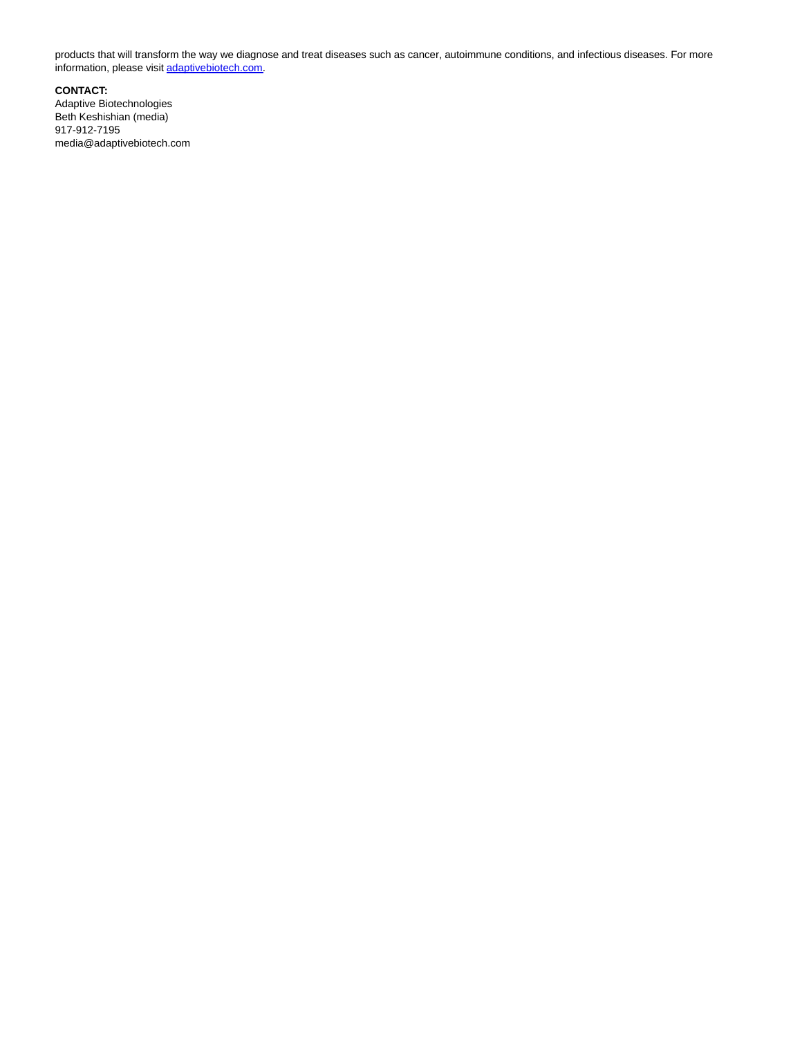products that will transform the way we diagnose and treat diseases such as cancer, autoimmune conditions, and infectious diseases. For more information, please visit [adaptivebiotech.com](adaptivebiotech.com).

**CONTACT:**
Adaptive Biotechnologies
Beth Keshishian (media)
917-912-7195
media@adaptivebiotech.com